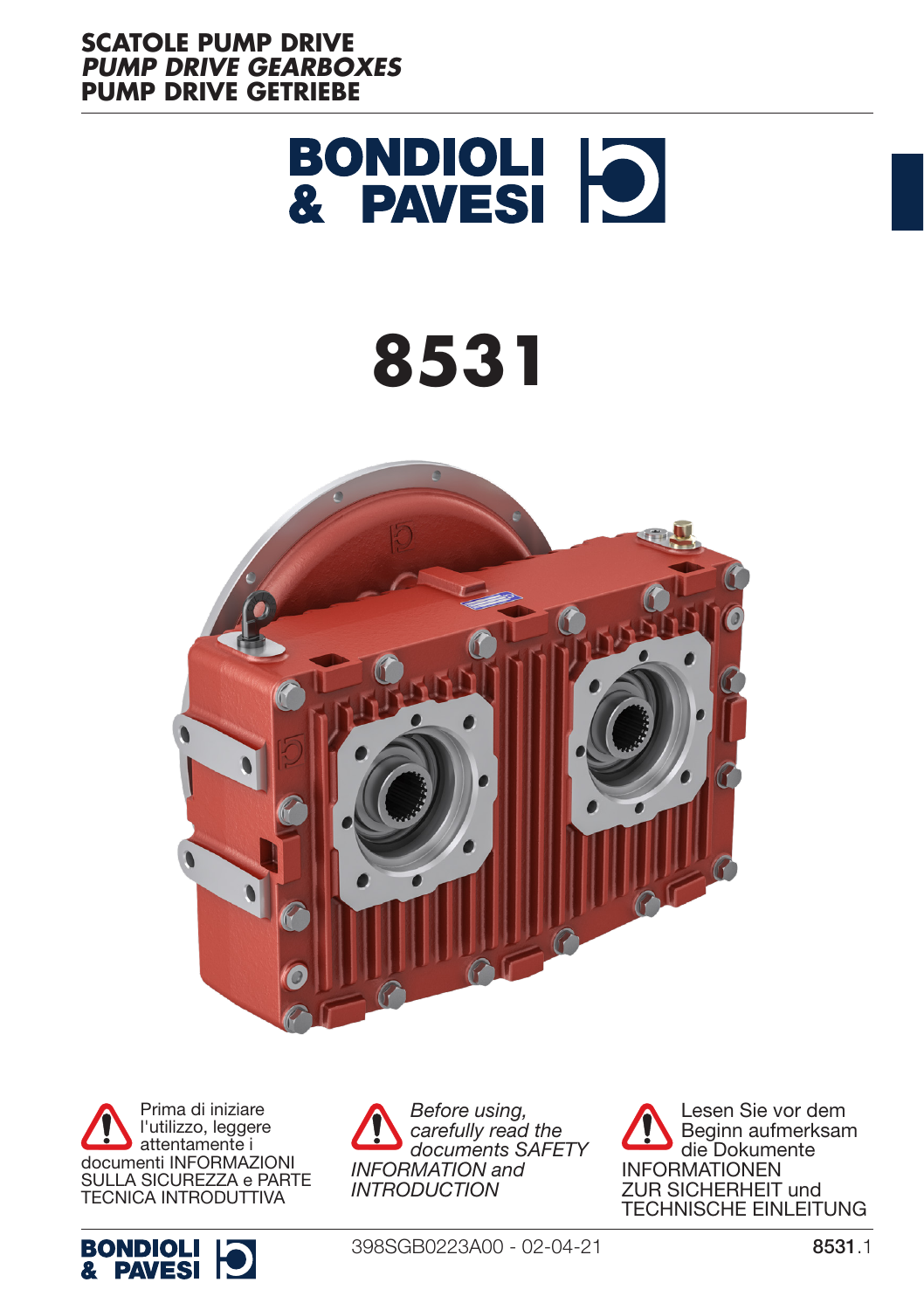**SCATOLE PUMP DRIVE**
***PUMP DRIVE GEARBOXES***
**PUMP DRIVE GETRIEBE**

# 8531

Prima di iniziare l'utilizzo, leggere attentamente i documenti INFORMAZIONI SULLA SICUREZZA e PARTE TECNICA INTRODUTTIVA

*Before using, carefully read the documents SAFETY INFORMATION and INTRODUCTION*

Lesen Sie vor dem Beginn aufmerksam die Dokumente INFORMATIONEN ZUR SICHERHEIT und TECHNISCHE EINLEITUNG

398SGB0223A00 - 02-04-21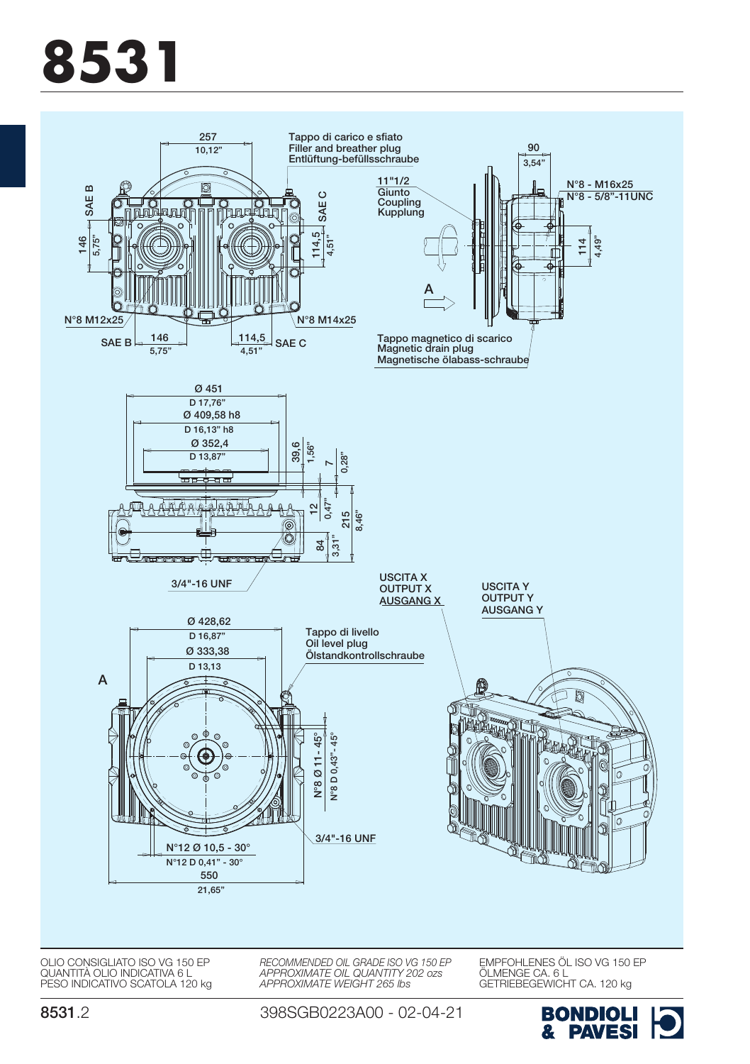# 8531

Tappo di carico e sfiato
Filler and breather plug
Entlüftung-befüllsschraube

257
10,12"

90
3,54"

SAE B
146
5,75"

SAE C
114,5
4,51"

11"1/2
Giunto
Coupling
Kupplung

N°8 - M16x25
N°8 - 5/8"-11UNC

114
4,49"

A

N°8 M12x25

N°8 M14x25

SAE B 146 5,75"

114,5 4,51" SAE C

Tappo magnetico di scarico
Magnetic drain plug
Magnetische ölabass-schraube

Ø 451
D 17,76"
Ø 409,58 h8
D 16,13" h8
Ø 352,4
D 13,87"

39,6
1,56"

7
0,28"

12
0,47"

215
8,46"

84
3,31"

3/4"-16 UNF

USCITA X
OUTPUT X
AUSGANG X

USCITA Y
OUTPUT Y
AUSGANG Y

Ø 428,62
D 16,87"
Ø 333,38
D 13,13

Tappo di livello
Oil level plug
Ölstandkontrollschraube

A

N°8 Ø 11 - 45°
N°8 D 0,43"- 45°

3/4"-16 UNF

N°12 Ø 10,5 - 30°
N°12 D 0,41" - 30°

550
21,65"

OLIO CONSIGLIATO ISO VG 150 EP
QUANTITÀ OLIO INDICATIVA 6 L
PESO INDICATIVO SCATOLA 120 kg

*RECOMMENDED OIL GRADE ISO VG 150 EP*
*APPROXIMATE OIL QUANTITY 202 ozs*
*APPROXIMATE WEIGHT 265 lbs*

EMPFOHLENES ÖL ISO VG 150 EP
ÖLMENGE CA. 6 L
GETRIEBEGEWICHT CA. 120 kg

**8531**.2

398SGB0223A00 - 02-04-21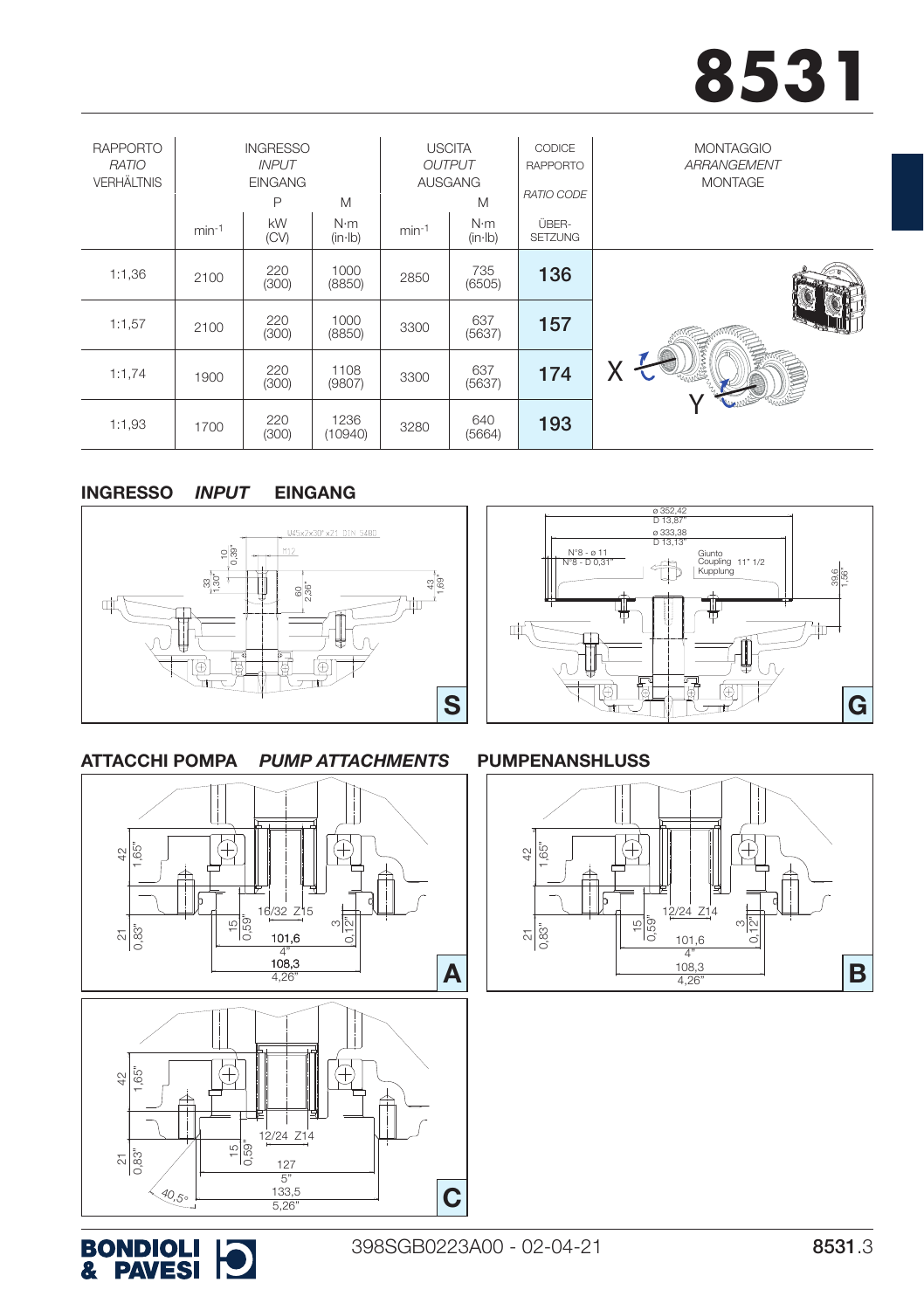# 8531

| RAPPORTO *RATIO* VERHÄLTNIS | INGRESSO *INPUT* EINGANG | | | USCITA *OUTPUT* AUSGANG | | CODICE RAPPORTO *RATIO CODE* ÜBER-SETZUNG | MONTAGGIO *ARRANGEMENT* MONTAGE |
|---|---|---|---|---|---|---|---|
| | | P | M | | M | | |
| | $min^{-1}$ | kW (CV) | N·m (in·lb) | $min^{-1}$ | N·m (in·lb) | | |
| 1:1,36 | 2100 | 220 (300) | 1000 (8850) | 2850 | 735 (6505) | **136** | X Y |
| 1:1,57 | 2100 | 220 (300) | 1000 (8850) | 3300 | 637 (5637) | **157** | |
| 1:1,74 | 1900 | 220 (300) | 1108 (9807) | 3300 | 637 (5637) | **174** | |
| 1:1,93 | 1700 | 220 (300) | 1236 (10940) | 3280 | 640 (5664) | **193** | |

## INGRESSO *INPUT* EINGANG

**S**: U45x2x30°x21 DIN 5480; M12; 10 (0,39"); 33 (1,30"); 60 (2,36"); 43 (1,69")

**G**: ø 352,42 (D 13,87"); ø 333,38 (D 13,13"); N°8 - ø 11 (N°8 - D 0,31"); Giunto / Coupling / Kupplung 11" 1/2; 39,6 (1,56")

## ATTACCHI POMPA *PUMP ATTACHMENTS* PUMPENANSHLUSS

**A**: 42 (1,65"); 21 (0,83"); 16/32 Z15; 15 (0,59"); 3 (0,12"); 101,6 (4"); 108,3 (4,26")

**B**: 42 (1,65"); 21 (0,83"); 12/24 Z14; 15 (0,59"); 3 (0,12"); 101,6 (4"); 108,3 (4,26")

**C**: 42 (1,65"); 21 (0,83"); 12/24 Z14; 15 (0,59"); 40,5°; 127 (5"); 133,5 (5,26")

398SGB0223A00 - 02-04-21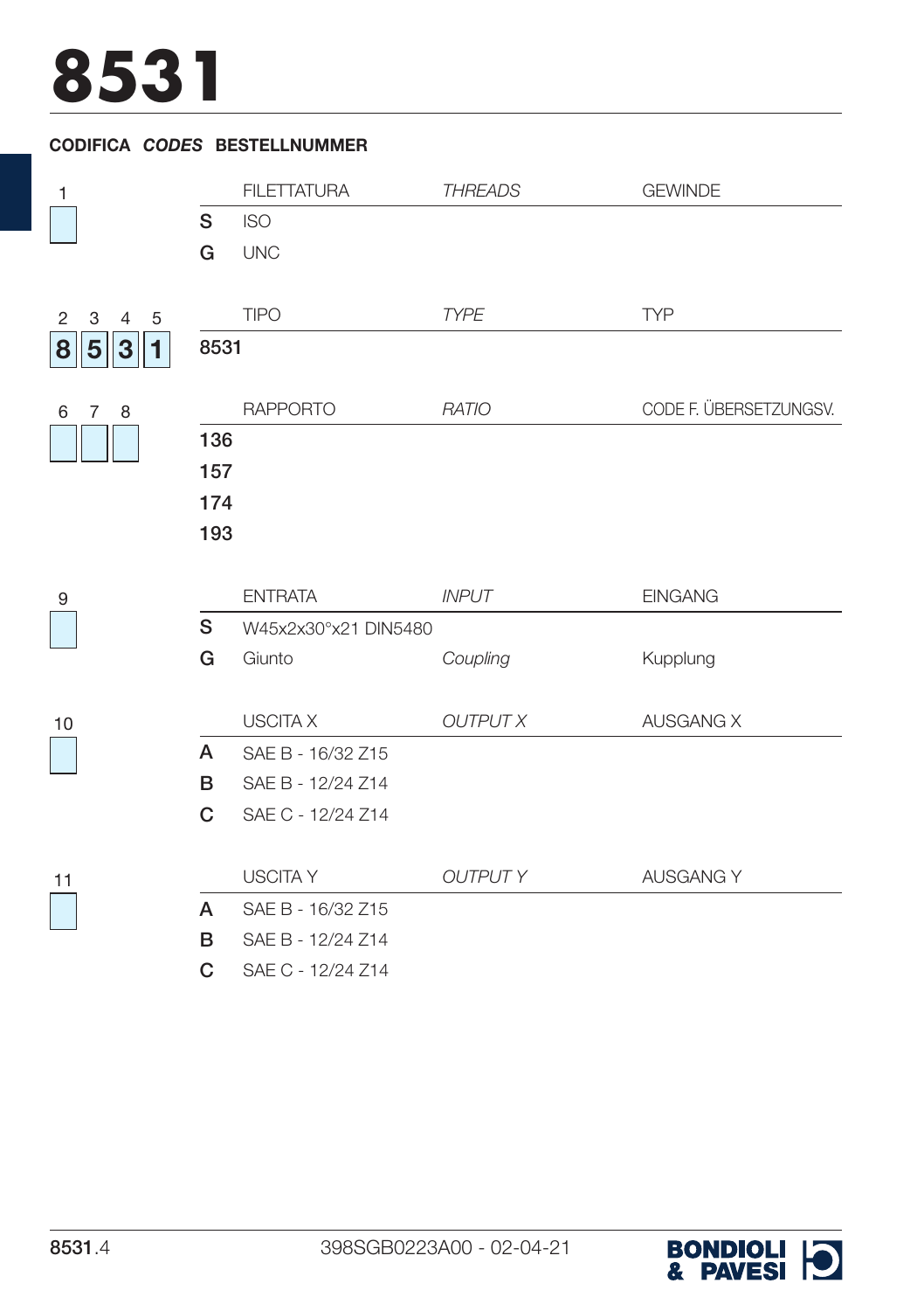# 8531

**CODIFICA** ***CODES*** **BESTELLNUMMER**

**1**

| | FILETTATURA | *THREADS* | GEWINDE |
|---|---|---|---|
| S | ISO | | |
| G | UNC | | |

**2 3 4 5**

**8 5 3 1**

| | TIPO | *TYPE* | TYP |
|---|---|---|---|
| 8531 | | | |

**6 7 8**

| | RAPPORTO | *RATIO* | CODE F. ÜBERSETZUNGSV. |
|---|---|---|---|
| 136 | | | |
| 157 | | | |
| 174 | | | |
| 193 | | | |

**9**

| | ENTRATA | *INPUT* | EINGANG |
|---|---|---|---|
| S | W45x2x30°x21 DIN5480 | | |
| G | Giunto | *Coupling* | Kupplung |

**10**

| | USCITA X | *OUTPUT X* | AUSGANG X |
|---|---|---|---|
| A | SAE B - 16/32 Z15 | | |
| B | SAE B - 12/24 Z14 | | |
| C | SAE C - 12/24 Z14 | | |

**11**

| | USCITA Y | *OUTPUT Y* | AUSGANG Y |
|---|---|---|---|
| A | SAE B - 16/32 Z15 | | |
| B | SAE B - 12/24 Z14 | | |
| C | SAE C - 12/24 Z14 | | |

398SGB0223A00 - 02-04-21